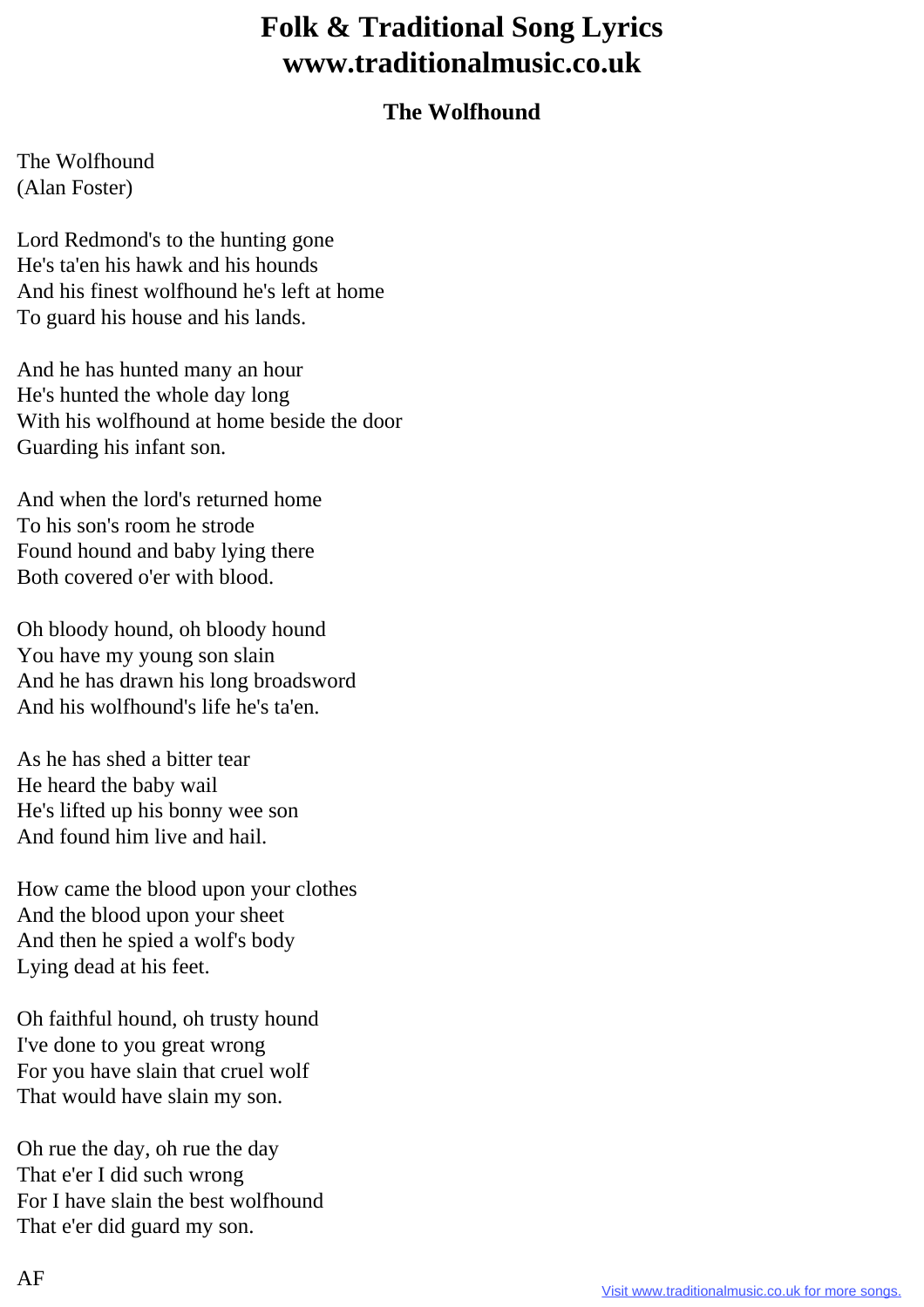# Folk & Traditional Song Lyrics
# www.traditionalmusic.co.uk

## The Wolfhound

The Wolfhound
(Alan Foster)

Lord Redmond's to the hunting gone
He's ta'en his hawk and his hounds
And his finest wolfhound he's left at home
To guard his house and his lands.

And he has hunted many an hour
He's hunted the whole day long
With his wolfhound at home beside the door
Guarding his infant son.

And when the lord's returned home
To his son's room he strode
Found hound and baby lying there
Both covered o'er with blood.

Oh bloody hound, oh bloody hound
You have my young son slain
And he has drawn his long broadsword
And his wolfhound's life he's ta'en.

As he has shed a bitter tear
He heard the baby wail
He's lifted up his bonny wee son
And found him live and hail.

How came the blood upon your clothes
And the blood upon your sheet
And then he spied a wolf's body
Lying dead at his feet.

Oh faithful hound, oh trusty hound
I've done to you great wrong
For you have slain that cruel wolf
That would have slain my son.

Oh rue the day, oh rue the day
That e'er I did such wrong
For I have slain the best wolfhound
That e'er did guard my son.

AF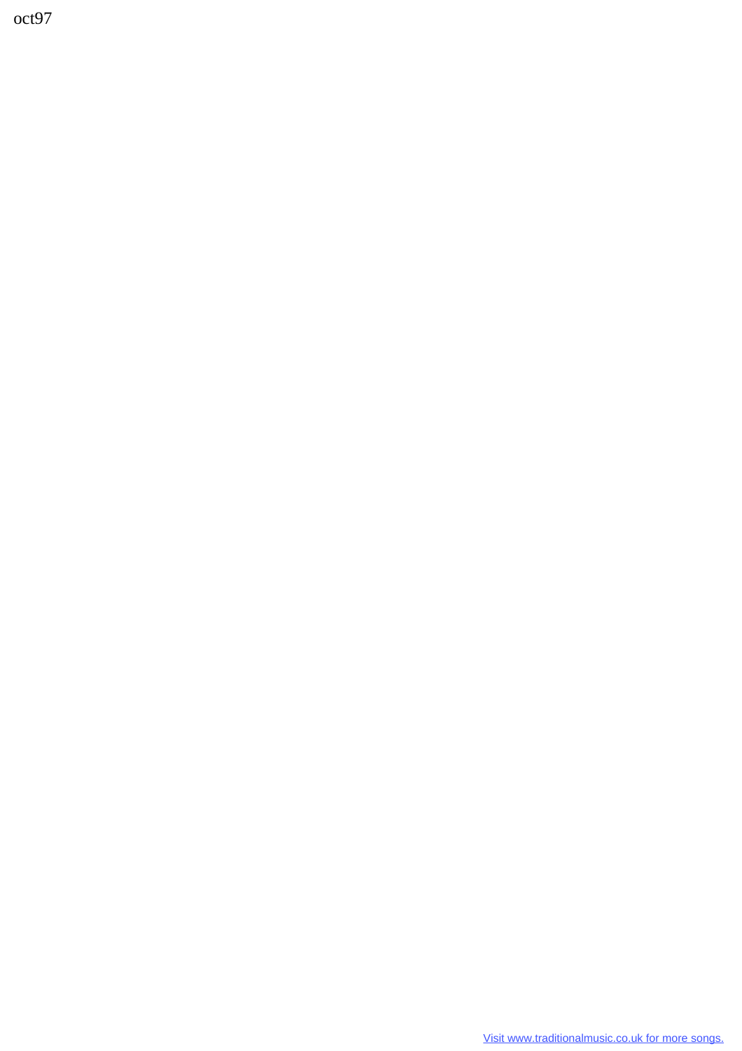oct97

[Visit www.traditionalmusic.co.uk for more songs.](http://www.traditionalmusic.co.uk)